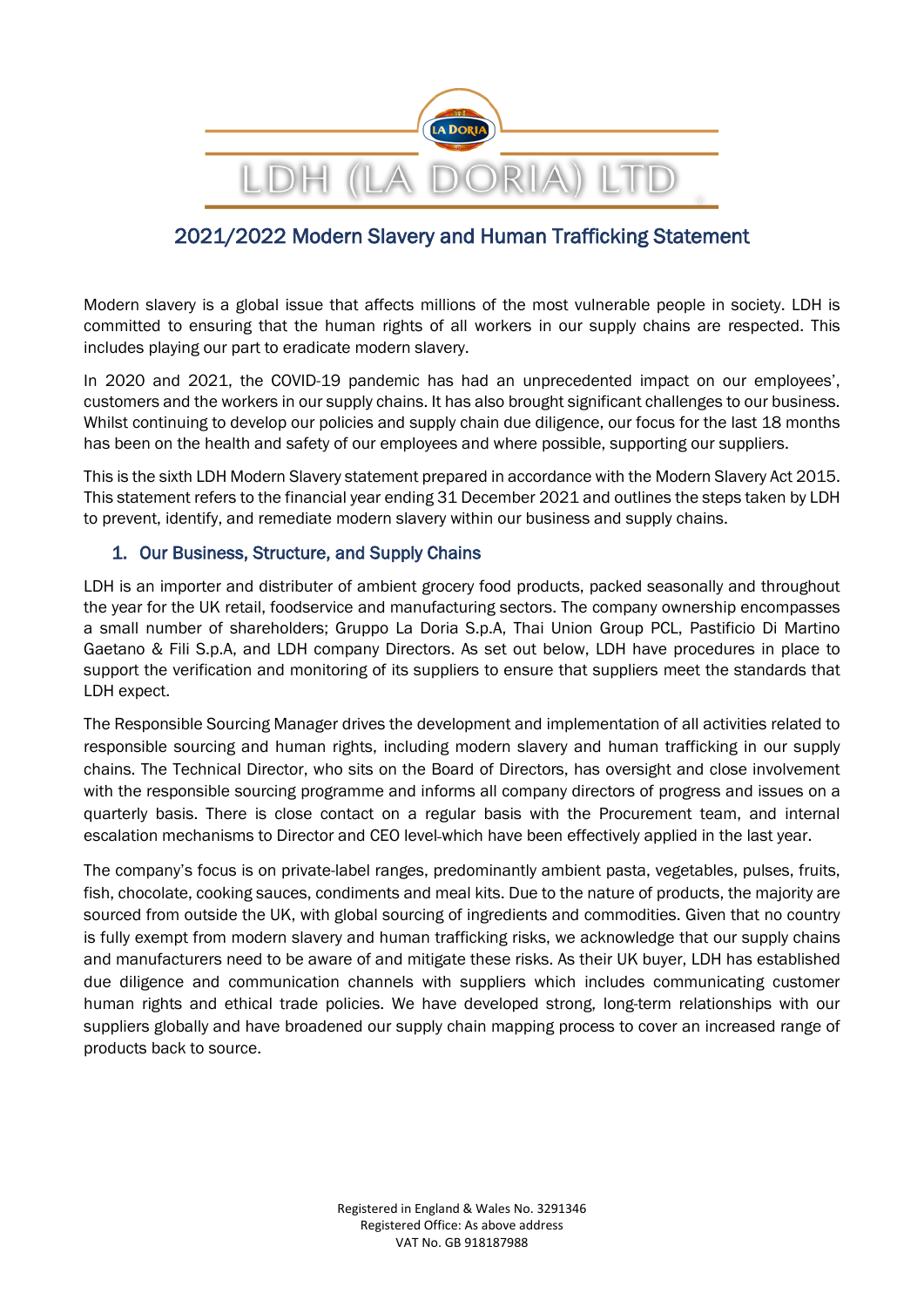# LDH (LA DORIA) LTD

## 2021/2022 Modern Slavery and Human Trafficking Statement

Modern slavery is a global issue that affects millions of the most vulnerable people in society. LDH is committed to ensuring that the human rights of all workers in our supply chains are respected. This includes playing our part to eradicate modern slavery.

In 2020 and 2021, the COVID-19 pandemic has had an unprecedented impact on our employees', customers and the workers in our supply chains. It has also brought significant challenges to our business. Whilst continuing to develop our policies and supply chain due diligence, our focus for the last 18 months has been on the health and safety of our employees and where possible, supporting our suppliers.

This is the sixth LDH Modern Slavery statement prepared in accordance with the Modern Slavery Act 2015. This statement refers to the financial year ending 31 December 2021 and outlines the steps taken by LDH to prevent, identify, and remediate modern slavery within our business and supply chains.

### 1. Our Business, Structure, and Supply Chains

LDH is an importer and distributer of ambient grocery food products, packed seasonally and throughout the year for the UK retail, foodservice and manufacturing sectors. The company ownership encompasses a small number of shareholders; Gruppo La Doria S.p.A, Thai Union Group PCL, Pastificio Di Martino Gaetano & Fili S.p.A, and LDH company Directors. As set out below, LDH have procedures in place to support the verification and monitoring of its suppliers to ensure that suppliers meet the standards that LDH expect.

The Responsible Sourcing Manager drives the development and implementation of all activities related to responsible sourcing and human rights, including modern slavery and human trafficking in our supply chains. The Technical Director, who sits on the Board of Directors, has oversight and close involvement with the responsible sourcing programme and informs all company directors of progress and issues on a quarterly basis. There is close contact on a regular basis with the Procurement team, and internal escalation mechanisms to Director and CEO level-which have been effectively applied in the last year.

The company's focus is on private-label ranges, predominantly ambient pasta, vegetables, pulses, fruits, fish, chocolate, cooking sauces, condiments and meal kits. Due to the nature of products, the majority are sourced from outside the UK, with global sourcing of ingredients and commodities. Given that no country is fully exempt from modern slavery and human trafficking risks, we acknowledge that our supply chains and manufacturers need to be aware of and mitigate these risks. As their UK buyer, LDH has established due diligence and communication channels with suppliers which includes communicating customer human rights and ethical trade policies. We have developed strong, long-term relationships with our suppliers globally and have broadened our supply chain mapping process to cover an increased range of products back to source.

Registered in England & Wales No. 3291346
Registered Office: As above address
VAT No. GB 918187988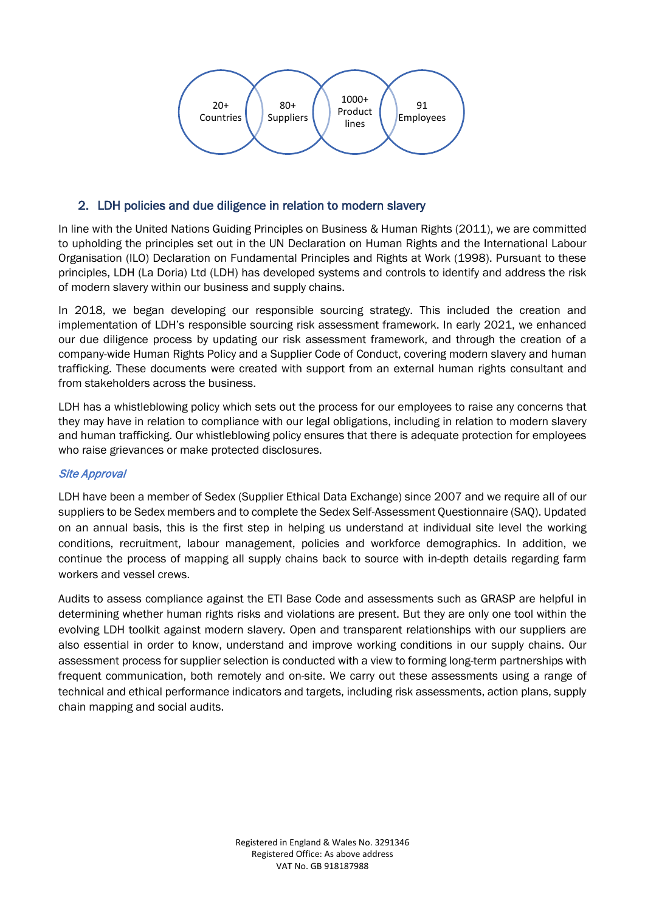20+ Countries | 80+ Suppliers | 1000+ Product lines | 91 Employees

## 2. LDH policies and due diligence in relation to modern slavery

In line with the United Nations Guiding Principles on Business & Human Rights (2011), we are committed to upholding the principles set out in the UN Declaration on Human Rights and the International Labour Organisation (ILO) Declaration on Fundamental Principles and Rights at Work (1998). Pursuant to these principles, LDH (La Doria) Ltd (LDH) has developed systems and controls to identify and address the risk of modern slavery within our business and supply chains.

In 2018, we began developing our responsible sourcing strategy. This included the creation and implementation of LDH's responsible sourcing risk assessment framework. In early 2021, we enhanced our due diligence process by updating our risk assessment framework, and through the creation of a company-wide Human Rights Policy and a Supplier Code of Conduct, covering modern slavery and human trafficking. These documents were created with support from an external human rights consultant and from stakeholders across the business.

LDH has a whistleblowing policy which sets out the process for our employees to raise any concerns that they may have in relation to compliance with our legal obligations, including in relation to modern slavery and human trafficking. Our whistleblowing policy ensures that there is adequate protection for employees who raise grievances or make protected disclosures.

### *Site Approval*

LDH have been a member of Sedex (Supplier Ethical Data Exchange) since 2007 and we require all of our suppliers to be Sedex members and to complete the Sedex Self-Assessment Questionnaire (SAQ). Updated on an annual basis, this is the first step in helping us understand at individual site level the working conditions, recruitment, labour management, policies and workforce demographics. In addition, we continue the process of mapping all supply chains back to source with in-depth details regarding farm workers and vessel crews.

Audits to assess compliance against the ETI Base Code and assessments such as GRASP are helpful in determining whether human rights risks and violations are present. But they are only one tool within the evolving LDH toolkit against modern slavery. Open and transparent relationships with our suppliers are also essential in order to know, understand and improve working conditions in our supply chains. Our assessment process for supplier selection is conducted with a view to forming long-term partnerships with frequent communication, both remotely and on-site. We carry out these assessments using a range of technical and ethical performance indicators and targets, including risk assessments, action plans, supply chain mapping and social audits.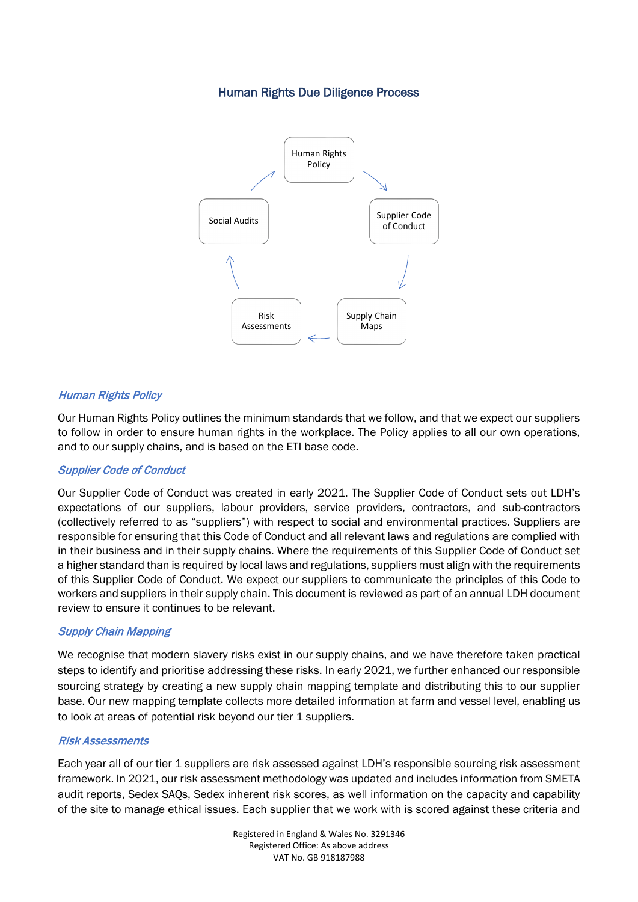## Human Rights Due Diligence Process

Human Rights Policy → Supplier Code of Conduct → Supply Chain Maps → Risk Assessments → Social Audits → Human Rights Policy

### *Human Rights Policy*

Our Human Rights Policy outlines the minimum standards that we follow, and that we expect our suppliers to follow in order to ensure human rights in the workplace. The Policy applies to all our own operations, and to our supply chains, and is based on the ETI base code.

### *Supplier Code of Conduct*

Our Supplier Code of Conduct was created in early 2021. The Supplier Code of Conduct sets out LDH's expectations of our suppliers, labour providers, service providers, contractors, and sub-contractors (collectively referred to as "suppliers") with respect to social and environmental practices. Suppliers are responsible for ensuring that this Code of Conduct and all relevant laws and regulations are complied with in their business and in their supply chains. Where the requirements of this Supplier Code of Conduct set a higher standard than is required by local laws and regulations, suppliers must align with the requirements of this Supplier Code of Conduct. We expect our suppliers to communicate the principles of this Code to workers and suppliers in their supply chain. This document is reviewed as part of an annual LDH document review to ensure it continues to be relevant.

### *Supply Chain Mapping*

We recognise that modern slavery risks exist in our supply chains, and we have therefore taken practical steps to identify and prioritise addressing these risks. In early 2021, we further enhanced our responsible sourcing strategy by creating a new supply chain mapping template and distributing this to our supplier base. Our new mapping template collects more detailed information at farm and vessel level, enabling us to look at areas of potential risk beyond our tier 1 suppliers.

### *Risk Assessments*

Each year all of our tier 1 suppliers are risk assessed against LDH's responsible sourcing risk assessment framework. In 2021, our risk assessment methodology was updated and includes information from SMETA audit reports, Sedex SAQs, Sedex inherent risk scores, as well information on the capacity and capability of the site to manage ethical issues. Each supplier that we work with is scored against these criteria and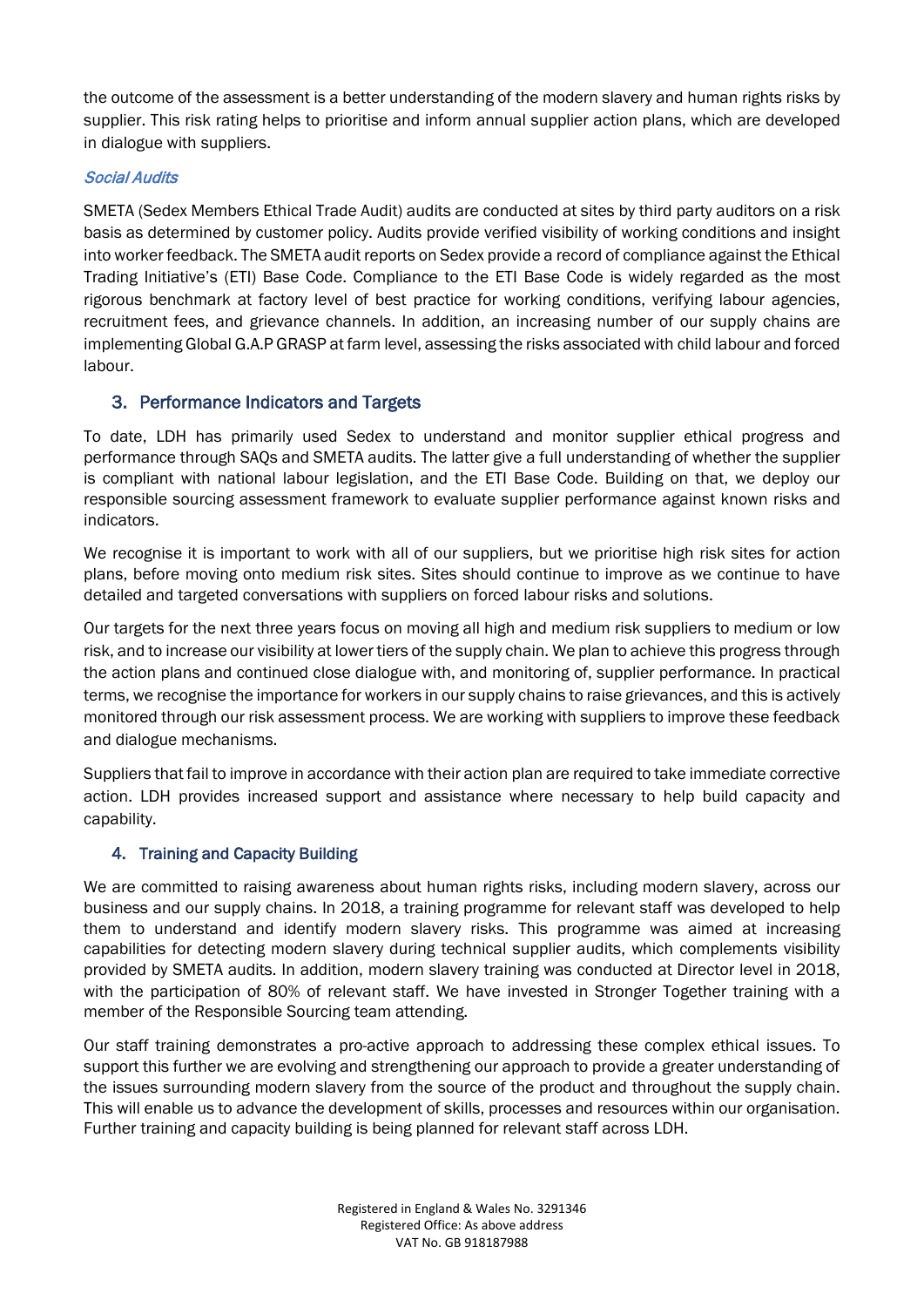the outcome of the assessment is a better understanding of the modern slavery and human rights risks by supplier. This risk rating helps to prioritise and inform annual supplier action plans, which are developed in dialogue with suppliers.

*Social Audits*

SMETA (Sedex Members Ethical Trade Audit) audits are conducted at sites by third party auditors on a risk basis as determined by customer policy. Audits provide verified visibility of working conditions and insight into worker feedback. The SMETA audit reports on Sedex provide a record of compliance against the Ethical Trading Initiative's (ETI) Base Code. Compliance to the ETI Base Code is widely regarded as the most rigorous benchmark at factory level of best practice for working conditions, verifying labour agencies, recruitment fees, and grievance channels. In addition, an increasing number of our supply chains are implementing Global G.A.P GRASP at farm level, assessing the risks associated with child labour and forced labour.

## 3. Performance Indicators and Targets

To date, LDH has primarily used Sedex to understand and monitor supplier ethical progress and performance through SAQs and SMETA audits. The latter give a full understanding of whether the supplier is compliant with national labour legislation, and the ETI Base Code. Building on that, we deploy our responsible sourcing assessment framework to evaluate supplier performance against known risks and indicators.

We recognise it is important to work with all of our suppliers, but we prioritise high risk sites for action plans, before moving onto medium risk sites. Sites should continue to improve as we continue to have detailed and targeted conversations with suppliers on forced labour risks and solutions.

Our targets for the next three years focus on moving all high and medium risk suppliers to medium or low risk, and to increase our visibility at lower tiers of the supply chain. We plan to achieve this progress through the action plans and continued close dialogue with, and monitoring of, supplier performance. In practical terms, we recognise the importance for workers in our supply chains to raise grievances, and this is actively monitored through our risk assessment process. We are working with suppliers to improve these feedback and dialogue mechanisms.

Suppliers that fail to improve in accordance with their action plan are required to take immediate corrective action. LDH provides increased support and assistance where necessary to help build capacity and capability.

## 4. Training and Capacity Building

We are committed to raising awareness about human rights risks, including modern slavery, across our business and our supply chains. In 2018, a training programme for relevant staff was developed to help them to understand and identify modern slavery risks. This programme was aimed at increasing capabilities for detecting modern slavery during technical supplier audits, which complements visibility provided by SMETA audits. In addition, modern slavery training was conducted at Director level in 2018, with the participation of 80% of relevant staff. We have invested in Stronger Together training with a member of the Responsible Sourcing team attending.

Our staff training demonstrates a pro-active approach to addressing these complex ethical issues. To support this further we are evolving and strengthening our approach to provide a greater understanding of the issues surrounding modern slavery from the source of the product and throughout the supply chain. This will enable us to advance the development of skills, processes and resources within our organisation. Further training and capacity building is being planned for relevant staff across LDH.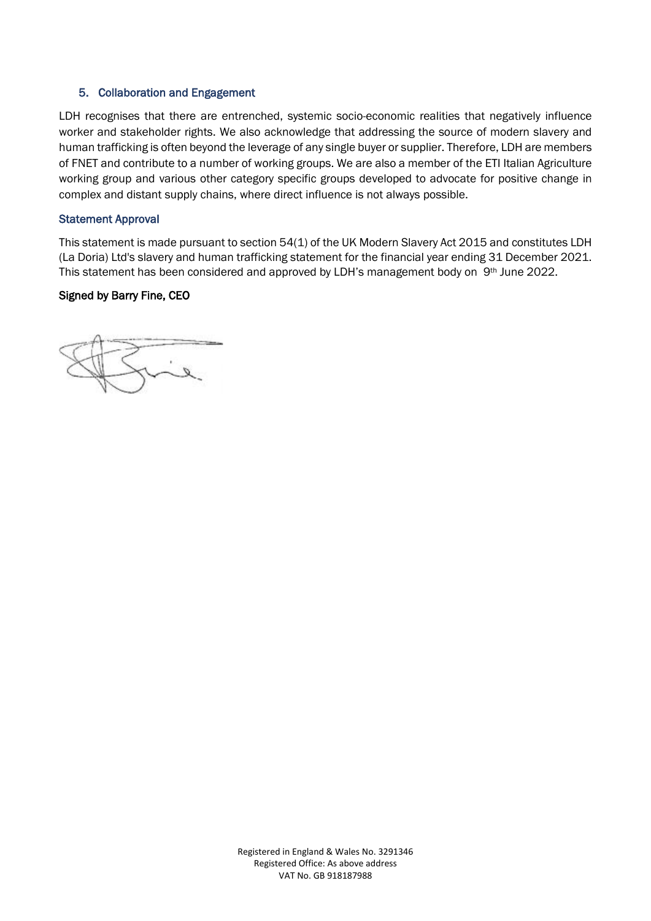## 5. Collaboration and Engagement

LDH recognises that there are entrenched, systemic socio-economic realities that negatively influence worker and stakeholder rights. We also acknowledge that addressing the source of modern slavery and human trafficking is often beyond the leverage of any single buyer or supplier. Therefore, LDH are members of FNET and contribute to a number of working groups. We are also a member of the ETI Italian Agriculture working group and various other category specific groups developed to advocate for positive change in complex and distant supply chains, where direct influence is not always possible.

### Statement Approval

This statement is made pursuant to section 54(1) of the UK Modern Slavery Act 2015 and constitutes LDH (La Doria) Ltd's slavery and human trafficking statement for the financial year ending 31 December 2021. This statement has been considered and approved by LDH's management body on 9th June 2022.

**Signed by Barry Fine, CEO**

Registered in England & Wales No. 3291346
Registered Office: As above address
VAT No. GB 918187988